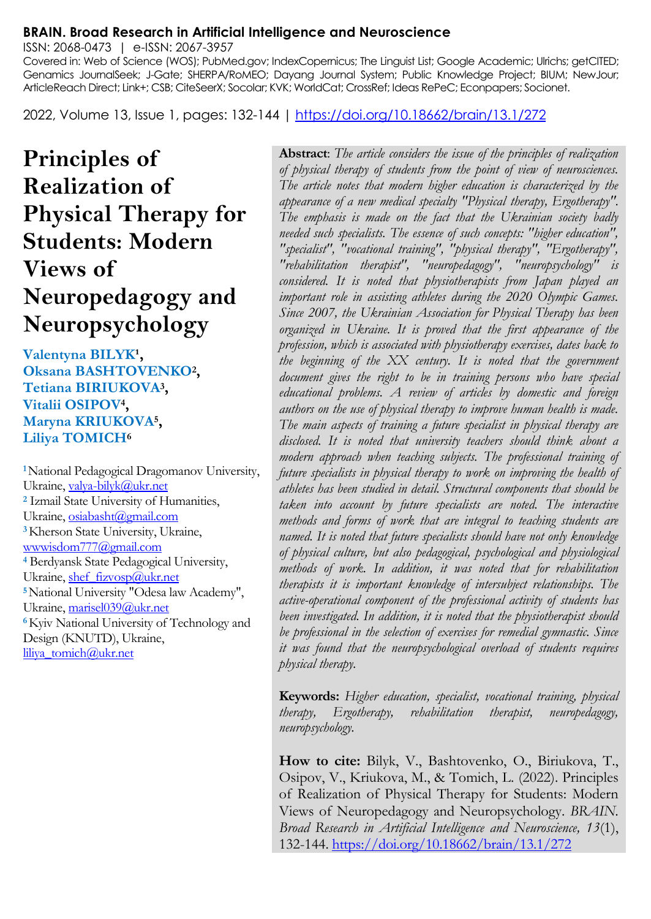**BRAIN. Broad Research in Artificial Intelligence and Neuroscience**

ISSN: 2068-0473 | e-ISSN: 2067-3957

Covered in: Web of Science (WOS); PubMed.gov; IndexCopernicus; The Linguist List; Google Academic; Ulrichs; getCITED; Genamics JournalSeek; J-Gate; SHERPA/RoMEO; Dayang Journal System; Public Knowledge Project; BIUM; NewJour; ArticleReach Direct; Link+; CSB; CiteSeerX; Socolar; KVK; WorldCat; CrossRef; Ideas RePeC; Econpapers; Socionet.

2022, Volume 13, Issue 1, pages: 132-144 | https://doi.org/10.18662/brain/13.1/272

# Principles of Realization of Physical Therapy for Students: Modern Views of Neuropedagogy and Neuropsychology

**Valentyna BILYK[1], Oksana BASHTOVENKO[2], Tetiana BIRIUKOVA[3], Vitalii OSIPOV[4], Maryna KRIUKOVA[5], Liliya TOMICH[6]**

[1] National Pedagogical Dragomanov University, Ukraine, valya-bilyk@ukr.net

[2] Izmail State University of Humanities, Ukraine, osiabasht@gmail.com

[3] Kherson State University, Ukraine, wwwisdom777@gmail.com

[4] Berdyansk State Pedagogical University, Ukraine, shef_fizvosp@ukr.net

[5] National University "Odesa law Academy", Ukraine, marisel039@ukr.net

[6] Kyiv National University of Technology and Design (KNUTD), Ukraine, liliya_tomich@ukr.net

**Abstract**: *The article considers the issue of the principles of realization of physical therapy of students from the point of view of neurosciences. The article notes that modern higher education is characterized by the appearance of a new medical specialty "Physical therapy, Ergotherapy". The emphasis is made on the fact that the Ukrainian society badly needed such specialists. The essence of such concepts: "higher education", "specialist", "vocational training", "physical therapy", "Ergotherapy", "rehabilitation therapist", "neuropedagogy", "neuropsychology" is considered. It is noted that physiotherapists from Japan played an important role in assisting athletes during the 2020 Olympic Games. Since 2007, the Ukrainian Association for Physical Therapy has been organized in Ukraine. It is proved that the first appearance of the profession, which is associated with physiotherapy exercises, dates back to the beginning of the XX century. It is noted that the government document gives the right to be in training persons who have special educational problems. A review of articles by domestic and foreign authors on the use of physical therapy to improve human health is made. The main aspects of training a future specialist in physical therapy are disclosed. It is noted that university teachers should think about a modern approach when teaching subjects. The professional training of future specialists in physical therapy to work on improving the health of athletes has been studied in detail. Structural components that should be taken into account by future specialists are noted. The interactive methods and forms of work that are integral to teaching students are named. It is noted that future specialists should have not only knowledge of physical culture, but also pedagogical, psychological and physiological methods of work. In addition, it was noted that for rehabilitation therapists it is important knowledge of intersubject relationships. The active-operational component of the professional activity of students has been investigated. In addition, it is noted that the physiotherapist should be professional in the selection of exercises for remedial gymnastic. Since it was found that the neuropsychological overload of students requires physical therapy.*

**Keywords:** *Higher education, specialist, vocational training, physical therapy, Ergotherapy, rehabilitation therapist, neuropedagogy, neuropsychology.*

**How to cite:** Bilyk, V., Bashtovenko, O., Biriukova, T., Osipov, V., Kriukova, M., & Tomich, L. (2022). Principles of Realization of Physical Therapy for Students: Modern Views of Neuropedagogy and Neuropsychology. *BRAIN. Broad Research in Artificial Intelligence and Neuroscience, 13*(1), 132-144. https://doi.org/10.18662/brain/13.1/272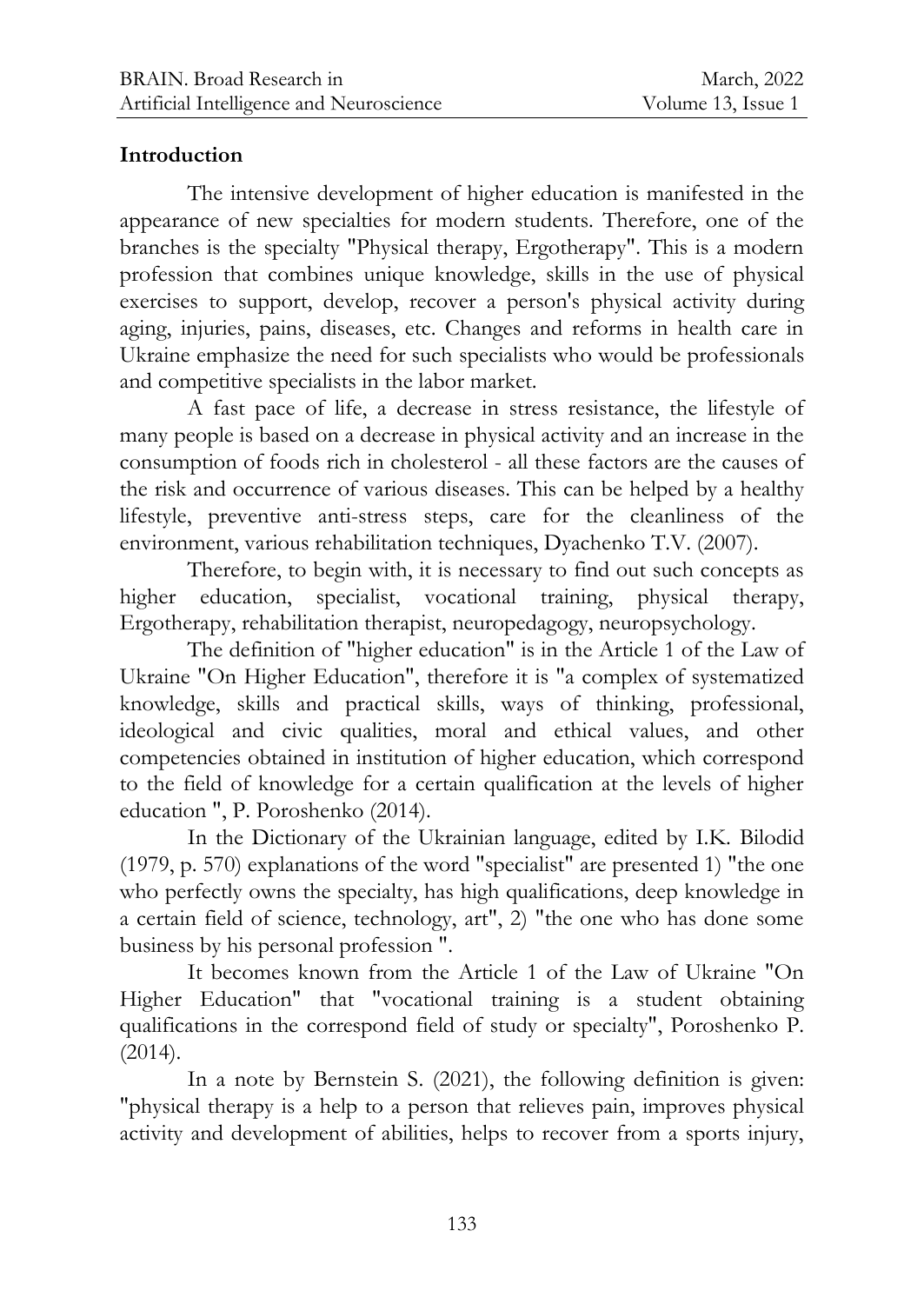## Introduction

The intensive development of higher education is manifested in the appearance of new specialties for modern students. Therefore, one of the branches is the specialty "Physical therapy, Ergotherapy". This is a modern profession that combines unique knowledge, skills in the use of physical exercises to support, develop, recover a person's physical activity during aging, injuries, pains, diseases, etc. Changes and reforms in health care in Ukraine emphasize the need for such specialists who would be professionals and competitive specialists in the labor market.

A fast pace of life, a decrease in stress resistance, the lifestyle of many people is based on a decrease in physical activity and an increase in the consumption of foods rich in cholesterol - all these factors are the causes of the risk and occurrence of various diseases. This can be helped by a healthy lifestyle, preventive anti-stress steps, care for the cleanliness of the environment, various rehabilitation techniques, Dyachenko T.V. (2007).

Therefore, to begin with, it is necessary to find out such concepts as higher education, specialist, vocational training, physical therapy, Ergotherapy, rehabilitation therapist, neuropedagogy, neuropsychology.

The definition of "higher education" is in the Article 1 of the Law of Ukraine "On Higher Education", therefore it is "a complex of systematized knowledge, skills and practical skills, ways of thinking, professional, ideological and civic qualities, moral and ethical values, and other competencies obtained in institution of higher education, which correspond to the field of knowledge for a certain qualification at the levels of higher education ", P. Poroshenko (2014).

In the Dictionary of the Ukrainian language, edited by I.K. Bilodid (1979, p. 570) explanations of the word "specialist" are presented 1) "the one who perfectly owns the specialty, has high qualifications, deep knowledge in a certain field of science, technology, art", 2) "the one who has done some business by his personal profession ".

It becomes known from the Article 1 of the Law of Ukraine "On Higher Education" that "vocational training is a student obtaining qualifications in the correspond field of study or specialty", Poroshenko P. (2014).

In a note by Bernstein S. (2021), the following definition is given: "physical therapy is a help to a person that relieves pain, improves physical activity and development of abilities, helps to recover from a sports injury,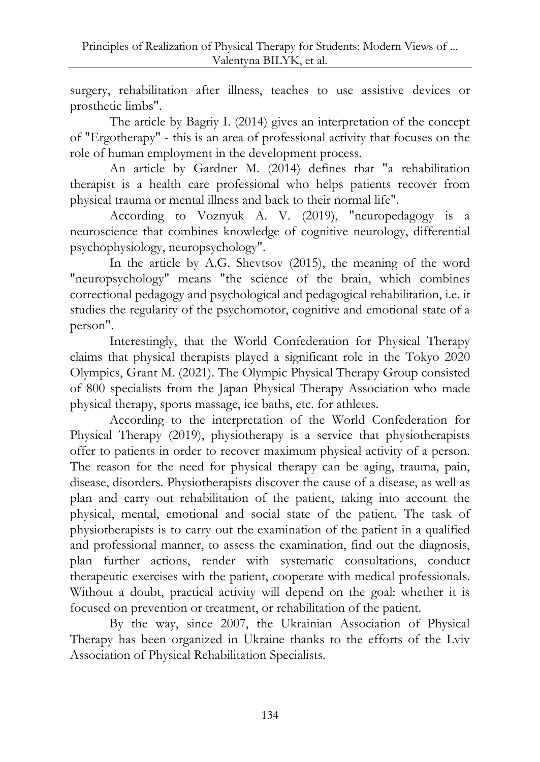surgery, rehabilitation after illness, teaches to use assistive devices or prosthetic limbs".

The article by Bagriy I. (2014) gives an interpretation of the concept of "Ergotherapy" - this is an area of professional activity that focuses on the role of human employment in the development process.

An article by Gardner M. (2014) defines that "a rehabilitation therapist is a health care professional who helps patients recover from physical trauma or mental illness and back to their normal life".

According to Voznyuk A. V. (2019), "neuropedagogy is a neuroscience that combines knowledge of cognitive neurology, differential psychophysiology, neuropsychology".

In the article by A.G. Shevtsov (2015), the meaning of the word "neuropsychology" means "the science of the brain, which combines correctional pedagogy and psychological and pedagogical rehabilitation, i.e. it studies the regularity of the psychomotor, cognitive and emotional state of a person".

Interestingly, that the World Confederation for Physical Therapy claims that physical therapists played a significant role in the Tokyo 2020 Olympics, Grant M. (2021). The Olympic Physical Therapy Group consisted of 800 specialists from the Japan Physical Therapy Association who made physical therapy, sports massage, ice baths, etc. for athletes.

According to the interpretation of the World Confederation for Physical Therapy (2019), physiotherapy is a service that physiotherapists offer to patients in order to recover maximum physical activity of a person. The reason for the need for physical therapy can be aging, trauma, pain, disease, disorders. Physiotherapists discover the cause of a disease, as well as plan and carry out rehabilitation of the patient, taking into account the physical, mental, emotional and social state of the patient. The task of physiotherapists is to carry out the examination of the patient in a qualified and professional manner, to assess the examination, find out the diagnosis, plan further actions, render with systematic consultations, conduct therapeutic exercises with the patient, cooperate with medical professionals. Without a doubt, practical activity will depend on the goal: whether it is focused on prevention or treatment, or rehabilitation of the patient.

By the way, since 2007, the Ukrainian Association of Physical Therapy has been organized in Ukraine thanks to the efforts of the Lviv Association of Physical Rehabilitation Specialists.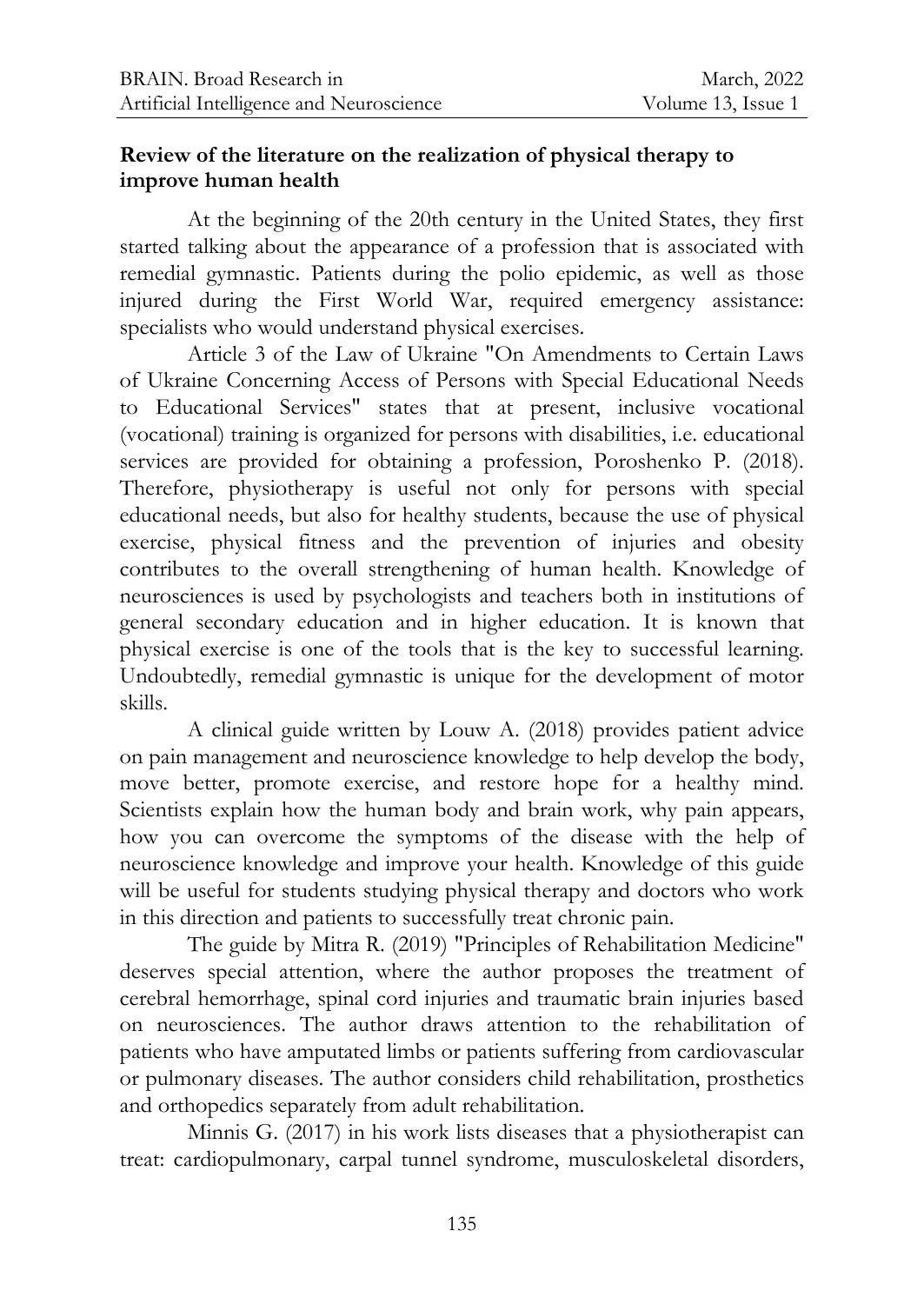## Review of the literature on the realization of physical therapy to improve human health

At the beginning of the 20th century in the United States, they first started talking about the appearance of a profession that is associated with remedial gymnastic. Patients during the polio epidemic, as well as those injured during the First World War, required emergency assistance: specialists who would understand physical exercises.

Article 3 of the Law of Ukraine "On Amendments to Certain Laws of Ukraine Concerning Access of Persons with Special Educational Needs to Educational Services" states that at present, inclusive vocational (vocational) training is organized for persons with disabilities, i.e. educational services are provided for obtaining a profession, Poroshenko P. (2018). Therefore, physiotherapy is useful not only for persons with special educational needs, but also for healthy students, because the use of physical exercise, physical fitness and the prevention of injuries and obesity contributes to the overall strengthening of human health. Knowledge of neurosciences is used by psychologists and teachers both in institutions of general secondary education and in higher education. It is known that physical exercise is one of the tools that is the key to successful learning. Undoubtedly, remedial gymnastic is unique for the development of motor skills.

A clinical guide written by Louw A. (2018) provides patient advice on pain management and neuroscience knowledge to help develop the body, move better, promote exercise, and restore hope for a healthy mind. Scientists explain how the human body and brain work, why pain appears, how you can overcome the symptoms of the disease with the help of neuroscience knowledge and improve your health. Knowledge of this guide will be useful for students studying physical therapy and doctors who work in this direction and patients to successfully treat chronic pain.

The guide by Mitra R. (2019) "Principles of Rehabilitation Medicine" deserves special attention, where the author proposes the treatment of cerebral hemorrhage, spinal cord injuries and traumatic brain injuries based on neurosciences. The author draws attention to the rehabilitation of patients who have amputated limbs or patients suffering from cardiovascular or pulmonary diseases. The author considers child rehabilitation, prosthetics and orthopedics separately from adult rehabilitation.

Minnis G. (2017) in his work lists diseases that a physiotherapist can treat: cardiopulmonary, carpal tunnel syndrome, musculoskeletal disorders,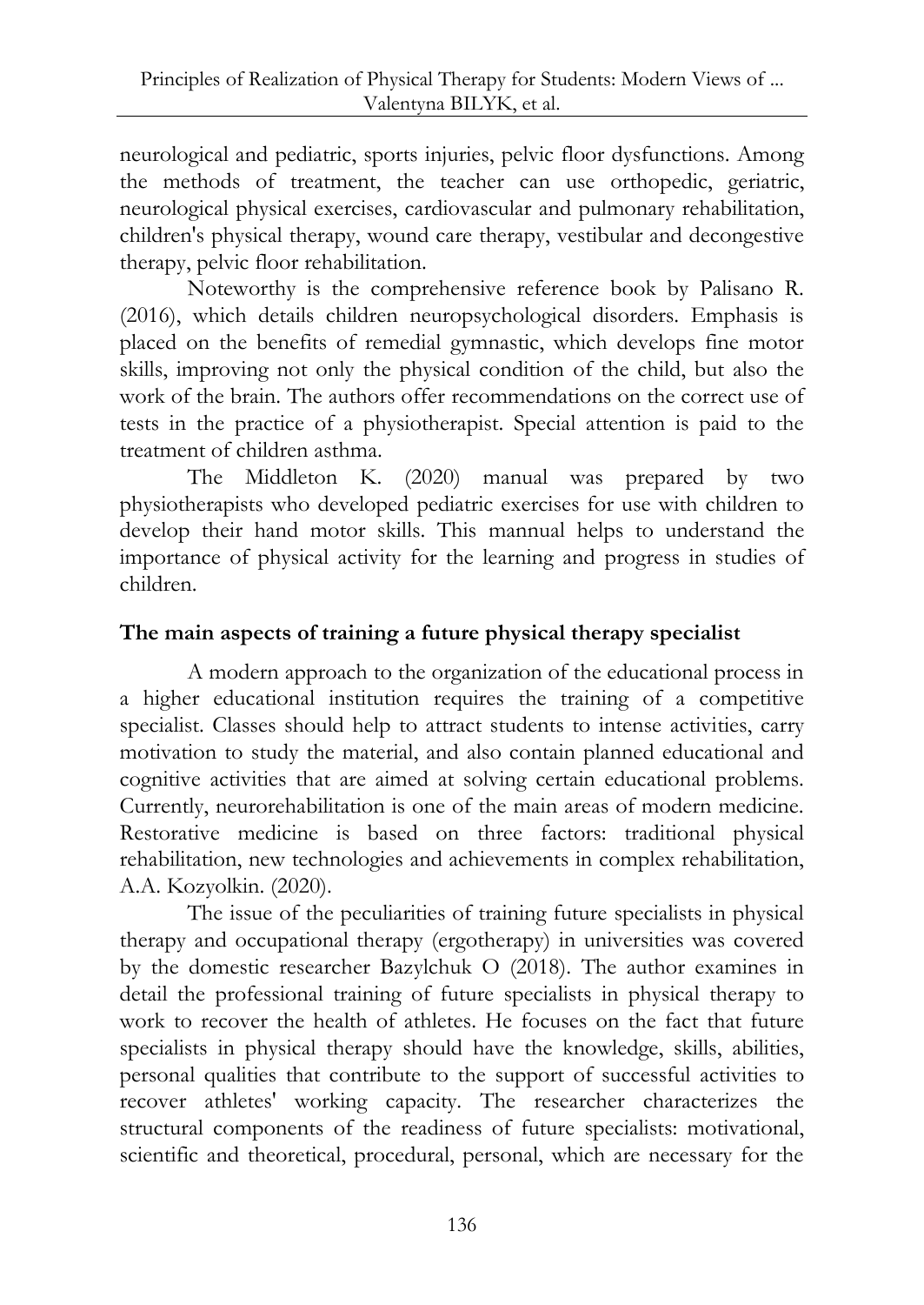neurological and pediatric, sports injuries, pelvic floor dysfunctions. Among the methods of treatment, the teacher can use orthopedic, geriatric, neurological physical exercises, cardiovascular and pulmonary rehabilitation, children's physical therapy, wound care therapy, vestibular and decongestive therapy, pelvic floor rehabilitation.

Noteworthy is the comprehensive reference book by Palisano R. (2016), which details children neuropsychological disorders. Emphasis is placed on the benefits of remedial gymnastic, which develops fine motor skills, improving not only the physical condition of the child, but also the work of the brain. The authors offer recommendations on the correct use of tests in the practice of a physiotherapist. Special attention is paid to the treatment of children asthma.

The Middleton K. (2020) manual was prepared by two physiotherapists who developed pediatric exercises for use with children to develop their hand motor skills. This mannual helps to understand the importance of physical activity for the learning and progress in studies of children.

## The main aspects of training a future physical therapy specialist

A modern approach to the organization of the educational process in a higher educational institution requires the training of a competitive specialist. Classes should help to attract students to intense activities, carry motivation to study the material, and also contain planned educational and cognitive activities that are aimed at solving certain educational problems. Currently, neurorehabilitation is one of the main areas of modern medicine. Restorative medicine is based on three factors: traditional physical rehabilitation, new technologies and achievements in complex rehabilitation, A.A. Kozyolkin. (2020).

The issue of the peculiarities of training future specialists in physical therapy and occupational therapy (ergotherapy) in universities was covered by the domestic researcher Bazylchuk O (2018). The author examines in detail the professional training of future specialists in physical therapy to work to recover the health of athletes. He focuses on the fact that future specialists in physical therapy should have the knowledge, skills, abilities, personal qualities that contribute to the support of successful activities to recover athletes' working capacity. The researcher characterizes the structural components of the readiness of future specialists: motivational, scientific and theoretical, procedural, personal, which are necessary for the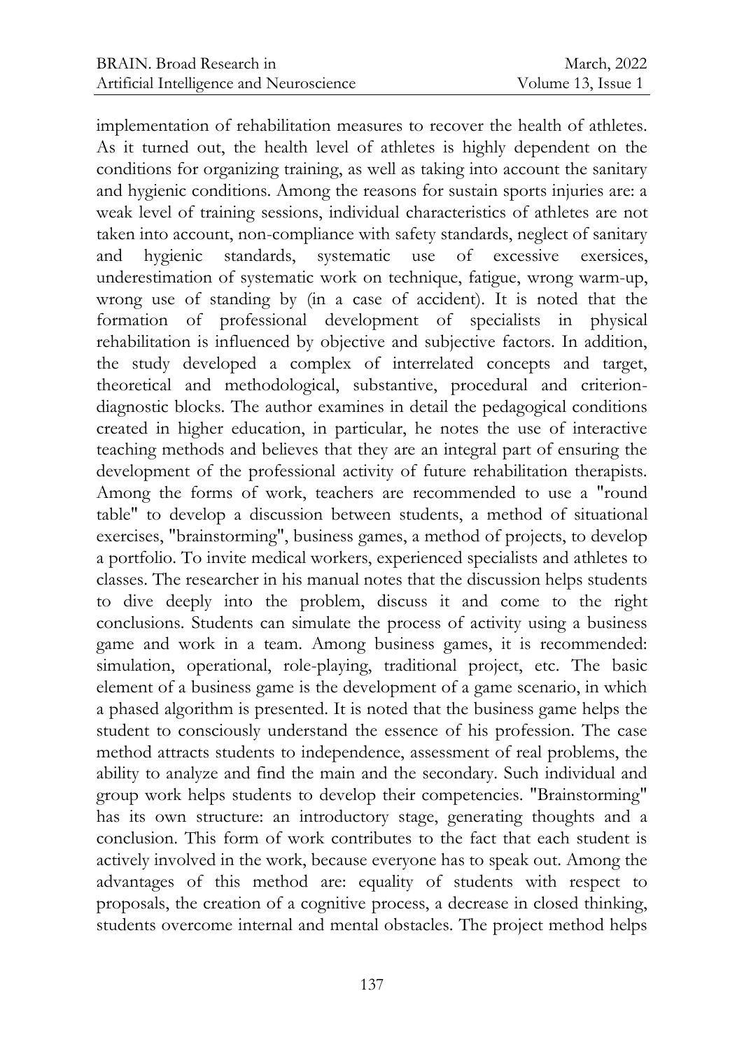implementation of rehabilitation measures to recover the health of athletes. As it turned out, the health level of athletes is highly dependent on the conditions for organizing training, as well as taking into account the sanitary and hygienic conditions. Among the reasons for sustain sports injuries are: a weak level of training sessions, individual characteristics of athletes are not taken into account, non-compliance with safety standards, neglect of sanitary and hygienic standards, systematic use of excessive exersices, underestimation of systematic work on technique, fatigue, wrong warm-up, wrong use of standing by (in a case of accident). It is noted that the formation of professional development of specialists in physical rehabilitation is influenced by objective and subjective factors. In addition, the study developed a complex of interrelated concepts and target, theoretical and methodological, substantive, procedural and criterion-diagnostic blocks. The author examines in detail the pedagogical conditions created in higher education, in particular, he notes the use of interactive teaching methods and believes that they are an integral part of ensuring the development of the professional activity of future rehabilitation therapists. Among the forms of work, teachers are recommended to use a "round table" to develop a discussion between students, a method of situational exercises, "brainstorming", business games, a method of projects, to develop a portfolio. To invite medical workers, experienced specialists and athletes to classes. The researcher in his manual notes that the discussion helps students to dive deeply into the problem, discuss it and come to the right conclusions. Students can simulate the process of activity using a business game and work in a team. Among business games, it is recommended: simulation, operational, role-playing, traditional project, etc. The basic element of a business game is the development of a game scenario, in which a phased algorithm is presented. It is noted that the business game helps the student to consciously understand the essence of his profession. The case method attracts students to independence, assessment of real problems, the ability to analyze and find the main and the secondary. Such individual and group work helps students to develop their competencies. "Brainstorming" has its own structure: an introductory stage, generating thoughts and a conclusion. This form of work contributes to the fact that each student is actively involved in the work, because everyone has to speak out. Among the advantages of this method are: equality of students with respect to proposals, the creation of a cognitive process, a decrease in closed thinking, students overcome internal and mental obstacles. The project method helps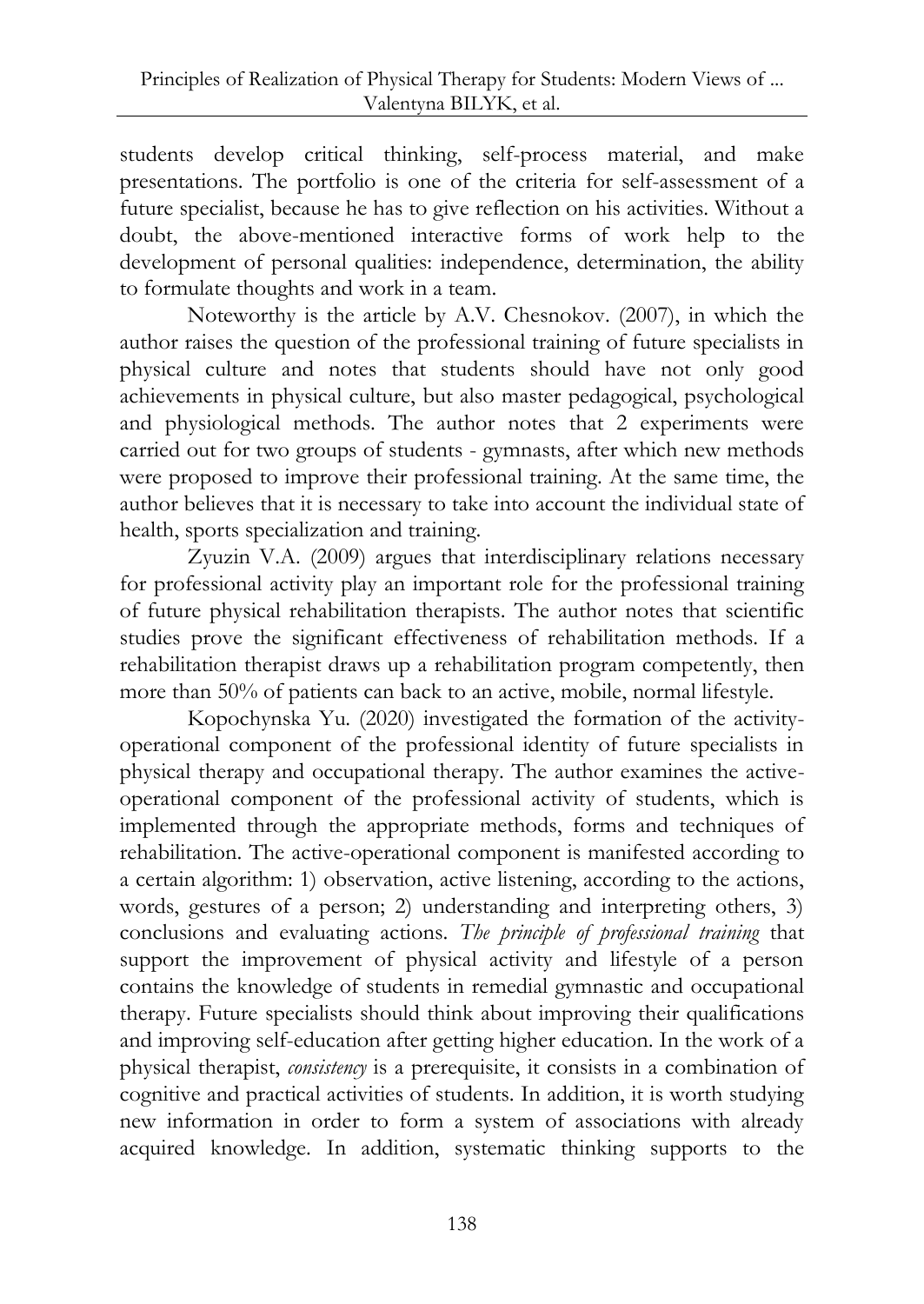students develop critical thinking, self-process material, and make presentations. The portfolio is one of the criteria for self-assessment of a future specialist, because he has to give reflection on his activities. Without a doubt, the above-mentioned interactive forms of work help to the development of personal qualities: independence, determination, the ability to formulate thoughts and work in a team.

Noteworthy is the article by A.V. Chesnokov. (2007), in which the author raises the question of the professional training of future specialists in physical culture and notes that students should have not only good achievements in physical culture, but also master pedagogical, psychological and physiological methods. The author notes that 2 experiments were carried out for two groups of students - gymnasts, after which new methods were proposed to improve their professional training. At the same time, the author believes that it is necessary to take into account the individual state of health, sports specialization and training.

Zyuzin V.A. (2009) argues that interdisciplinary relations necessary for professional activity play an important role for the professional training of future physical rehabilitation therapists. The author notes that scientific studies prove the significant effectiveness of rehabilitation methods. If a rehabilitation therapist draws up a rehabilitation program competently, then more than 50% of patients can back to an active, mobile, normal lifestyle.

Kopochynska Yu. (2020) investigated the formation of the activity-operational component of the professional identity of future specialists in physical therapy and occupational therapy. The author examines the active-operational component of the professional activity of students, which is implemented through the appropriate methods, forms and techniques of rehabilitation. The active-operational component is manifested according to a certain algorithm: 1) observation, active listening, according to the actions, words, gestures of a person; 2) understanding and interpreting others, 3) conclusions and evaluating actions. *The principle of professional training* that support the improvement of physical activity and lifestyle of a person contains the knowledge of students in remedial gymnastic and occupational therapy. Future specialists should think about improving their qualifications and improving self-education after getting higher education. In the work of a physical therapist, *consistency* is a prerequisite, it consists in a combination of cognitive and practical activities of students. In addition, it is worth studying new information in order to form a system of associations with already acquired knowledge. In addition, systematic thinking supports to the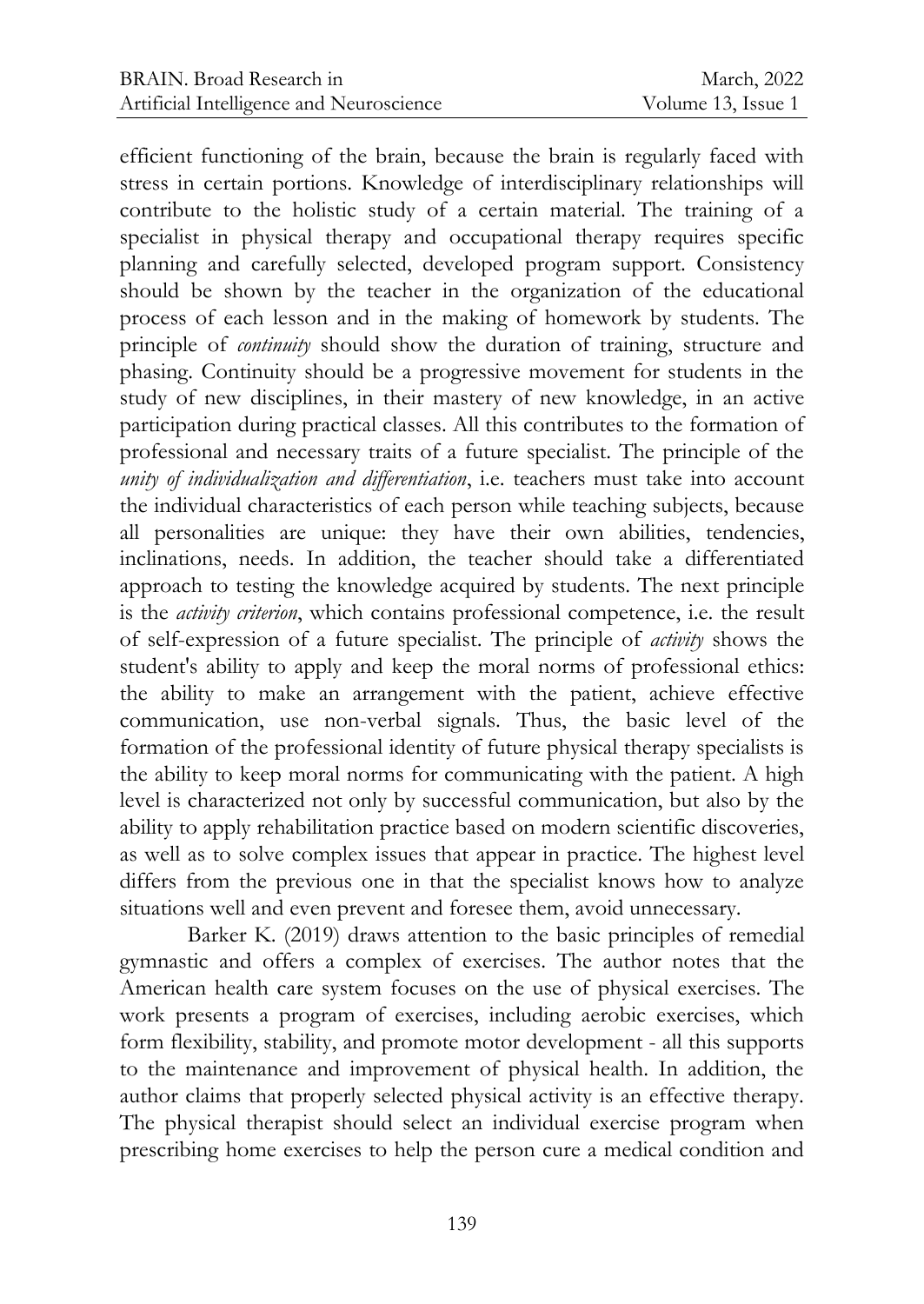efficient functioning of the brain, because the brain is regularly faced with stress in certain portions. Knowledge of interdisciplinary relationships will contribute to the holistic study of a certain material. The training of a specialist in physical therapy and occupational therapy requires specific planning and carefully selected, developed program support. Consistency should be shown by the teacher in the organization of the educational process of each lesson and in the making of homework by students. The principle of *continuity* should show the duration of training, structure and phasing. Continuity should be a progressive movement for students in the study of new disciplines, in their mastery of new knowledge, in an active participation during practical classes. All this contributes to the formation of professional and necessary traits of a future specialist. The principle of the *unity of individualization and differentiation*, i.e. teachers must take into account the individual characteristics of each person while teaching subjects, because all personalities are unique: they have their own abilities, tendencies, inclinations, needs. In addition, the teacher should take a differentiated approach to testing the knowledge acquired by students. The next principle is the *activity criterion*, which contains professional competence, i.e. the result of self-expression of a future specialist. The principle of *activity* shows the student's ability to apply and keep the moral norms of professional ethics: the ability to make an arrangement with the patient, achieve effective communication, use non-verbal signals. Thus, the basic level of the formation of the professional identity of future physical therapy specialists is the ability to keep moral norms for communicating with the patient. A high level is characterized not only by successful communication, but also by the ability to apply rehabilitation practice based on modern scientific discoveries, as well as to solve complex issues that appear in practice. The highest level differs from the previous one in that the specialist knows how to analyze situations well and even prevent and foresee them, avoid unnecessary.

Barker K. (2019) draws attention to the basic principles of remedial gymnastic and offers a complex of exercises. The author notes that the American health care system focuses on the use of physical exercises. The work presents a program of exercises, including aerobic exercises, which form flexibility, stability, and promote motor development - all this supports to the maintenance and improvement of physical health. In addition, the author claims that properly selected physical activity is an effective therapy. The physical therapist should select an individual exercise program when prescribing home exercises to help the person cure a medical condition and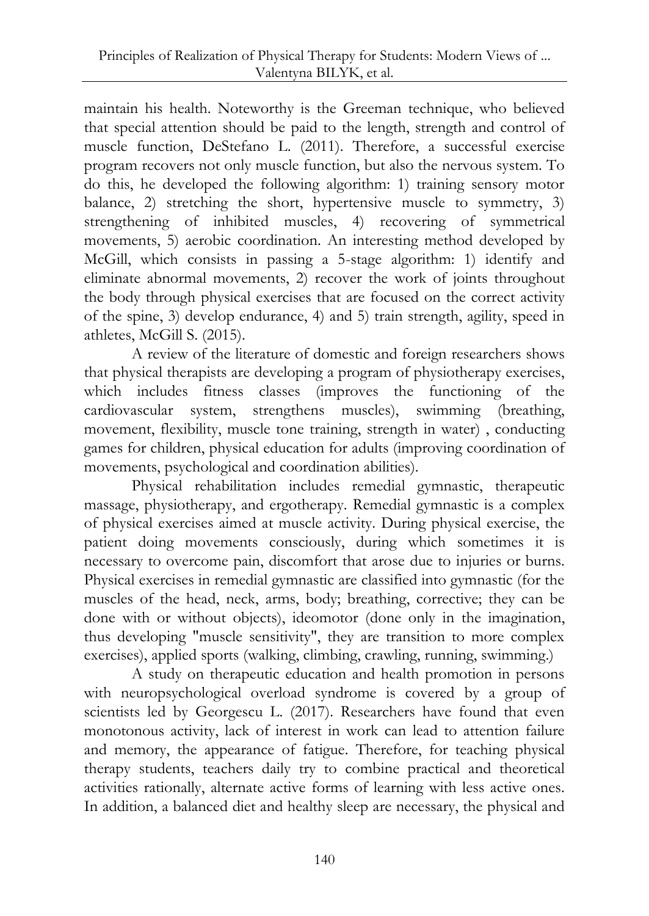maintain his health. Noteworthy is the Greeman technique, who believed that special attention should be paid to the length, strength and control of muscle function, DeStefano L. (2011). Therefore, a successful exercise program recovers not only muscle function, but also the nervous system. To do this, he developed the following algorithm: 1) training sensory motor balance, 2) stretching the short, hypertensive muscle to symmetry, 3) strengthening of inhibited muscles, 4) recovering of symmetrical movements, 5) aerobic coordination. An interesting method developed by McGill, which consists in passing a 5-stage algorithm: 1) identify and eliminate abnormal movements, 2) recover the work of joints throughout the body through physical exercises that are focused on the correct activity of the spine, 3) develop endurance, 4) and 5) train strength, agility, speed in athletes, McGill S. (2015).

A review of the literature of domestic and foreign researchers shows that physical therapists are developing a program of physiotherapy exercises, which includes fitness classes (improves the functioning of the cardiovascular system, strengthens muscles), swimming (breathing, movement, flexibility, muscle tone training, strength in water) , conducting games for children, physical education for adults (improving coordination of movements, psychological and coordination abilities).

Physical rehabilitation includes remedial gymnastic, therapeutic massage, physiotherapy, and ergotherapy. Remedial gymnastic is a complex of physical exercises aimed at muscle activity. During physical exercise, the patient doing movements consciously, during which sometimes it is necessary to overcome pain, discomfort that arose due to injuries or burns. Physical exercises in remedial gymnastic are classified into gymnastic (for the muscles of the head, neck, arms, body; breathing, corrective; they can be done with or without objects), ideomotor (done only in the imagination, thus developing "muscle sensitivity", they are transition to more complex exercises), applied sports (walking, climbing, crawling, running, swimming.)

A study on therapeutic education and health promotion in persons with neuropsychological overload syndrome is covered by a group of scientists led by Georgescu L. (2017). Researchers have found that even monotonous activity, lack of interest in work can lead to attention failure and memory, the appearance of fatigue. Therefore, for teaching physical therapy students, teachers daily try to combine practical and theoretical activities rationally, alternate active forms of learning with less active ones. In addition, a balanced diet and healthy sleep are necessary, the physical and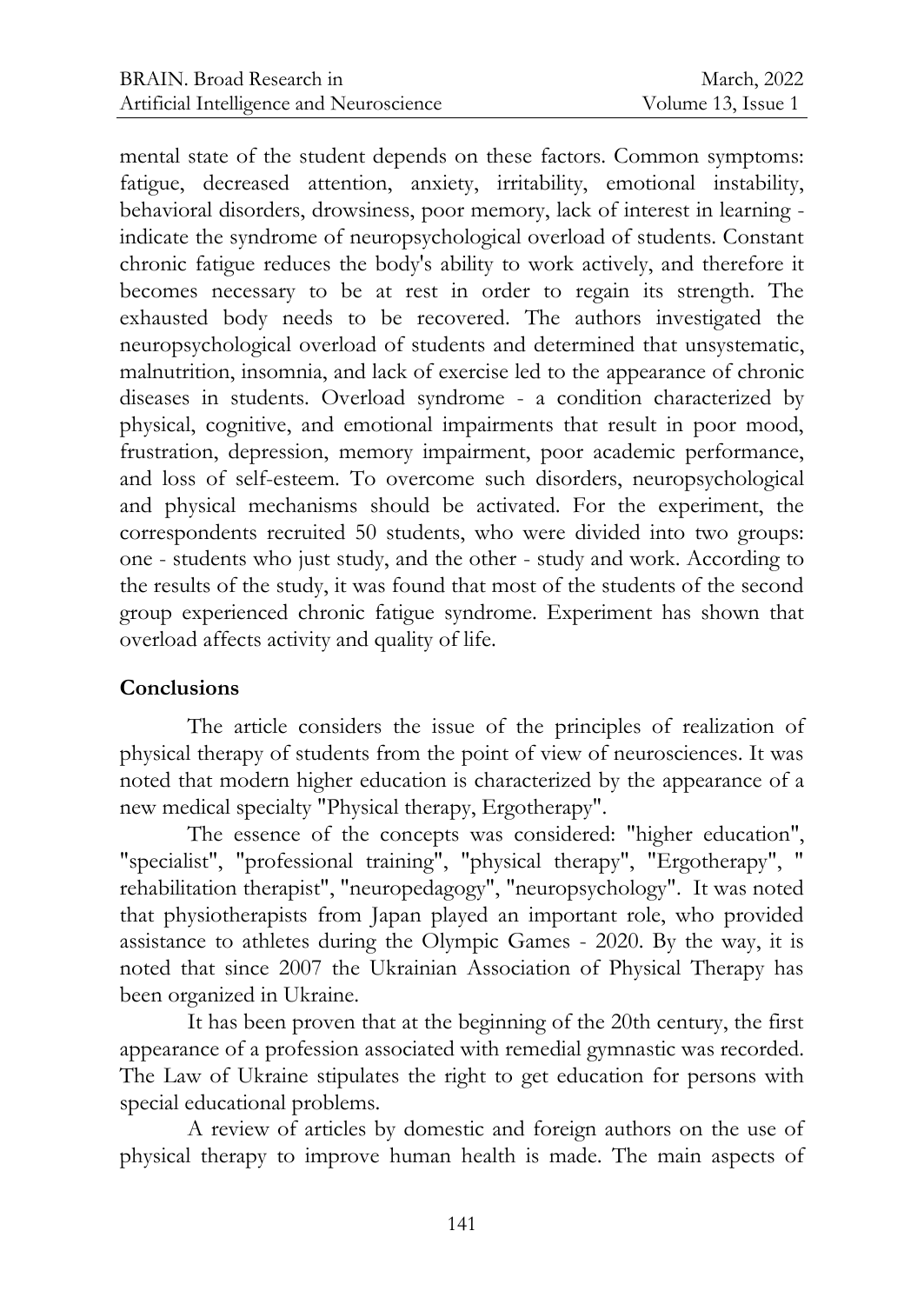mental state of the student depends on these factors. Common symptoms: fatigue, decreased attention, anxiety, irritability, emotional instability, behavioral disorders, drowsiness, poor memory, lack of interest in learning - indicate the syndrome of neuropsychological overload of students. Constant chronic fatigue reduces the body's ability to work actively, and therefore it becomes necessary to be at rest in order to regain its strength. The exhausted body needs to be recovered. The authors investigated the neuropsychological overload of students and determined that unsystematic, malnutrition, insomnia, and lack of exercise led to the appearance of chronic diseases in students. Overload syndrome - a condition characterized by physical, cognitive, and emotional impairments that result in poor mood, frustration, depression, memory impairment, poor academic performance, and loss of self-esteem. To overcome such disorders, neuropsychological and physical mechanisms should be activated. For the experiment, the correspondents recruited 50 students, who were divided into two groups: one - students who just study, and the other - study and work. According to the results of the study, it was found that most of the students of the second group experienced chronic fatigue syndrome. Experiment has shown that overload affects activity and quality of life.

## Conclusions

The article considers the issue of the principles of realization of physical therapy of students from the point of view of neurosciences. It was noted that modern higher education is characterized by the appearance of a new medical specialty "Physical therapy, Ergotherapy".

The essence of the concepts was considered: "higher education", "specialist", "professional training", "physical therapy", "Ergotherapy", " rehabilitation therapist", "neuropedagogy", "neuropsychology". It was noted that physiotherapists from Japan played an important role, who provided assistance to athletes during the Olympic Games - 2020. By the way, it is noted that since 2007 the Ukrainian Association of Physical Therapy has been organized in Ukraine.

It has been proven that at the beginning of the 20th century, the first appearance of a profession associated with remedial gymnastic was recorded. The Law of Ukraine stipulates the right to get education for persons with special educational problems.

A review of articles by domestic and foreign authors on the use of physical therapy to improve human health is made. The main aspects of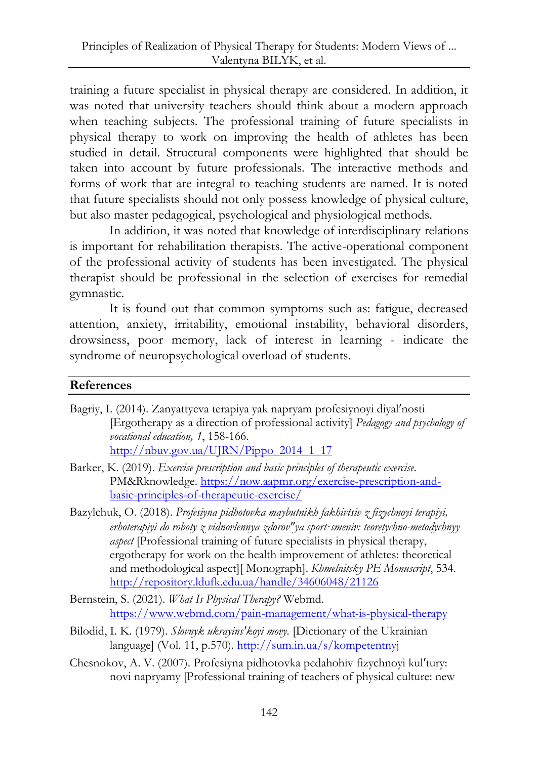training a future specialist in physical therapy are considered. In addition, it was noted that university teachers should think about a modern approach when teaching subjects. The professional training of future specialists in physical therapy to work on improving the health of athletes has been studied in detail. Structural components were highlighted that should be taken into account by future professionals. The interactive methods and forms of work that are integral to teaching students are named. It is noted that future specialists should not only possess knowledge of physical culture, but also master pedagogical, psychological and physiological methods.

In addition, it was noted that knowledge of interdisciplinary relations is important for rehabilitation therapists. The active-operational component of the professional activity of students has been investigated. The physical therapist should be professional in the selection of exercises for remedial gymnastic.

It is found out that common symptoms such as: fatigue, decreased attention, anxiety, irritability, emotional instability, behavioral disorders, drowsiness, poor memory, lack of interest in learning - indicate the syndrome of neuropsychological overload of students.

## References

Bagriy, I. (2014). Zanyattyeva terapiya yak napryam profesiynoyi diyal′nosti [Ergotherapy as a direction of professional activity] *Pedagogy and psychology of vocational education, 1*, 158-166. http://nbuv.gov.ua/UJRN/Pippo_2014_1_17

Barker, K. (2019). *Exercise prescription and basic principles of therapeutic exercise.* PM&Rknowledge. https://now.aapmr.org/exercise-prescription-and-basic-principles-of-therapeutic-exercise/

Bazylchuk, O. (2018). *Profesiyna pidhotovka maybutnikh fakhivtsiv z fizychnoyi terapiyi, erhoterapiyi do roboty z vidnovlennya zdorov"ya sport·smeniv: teoretychno-metodychnyy aspect* [Professional training of future specialists in physical therapy, ergotherapy for work on the health improvement of athletes: theoretical and methodological aspect][ Monograph]. *Khmelnitsky PE Monuscript*, 534. http://repository.ldufk.edu.ua/handle/34606048/21126

Bernstein, S. (2021). *What Is Physical Therapy?* Webmd. https://www.webmd.com/pain-management/what-is-physical-therapy

Bilodid, I. K. (1979). *Slovnyk ukrayins′koyi movy.* [Dictionary of the Ukrainian language] (Vol. 11, p.570). http://sum.in.ua/s/kompetentnyj

Chesnokov, A. V. (2007). Profesiyna pidhotovka pedahohiv fizychnoyi kul′tury: novi napryamy [Professional training of teachers of physical culture: new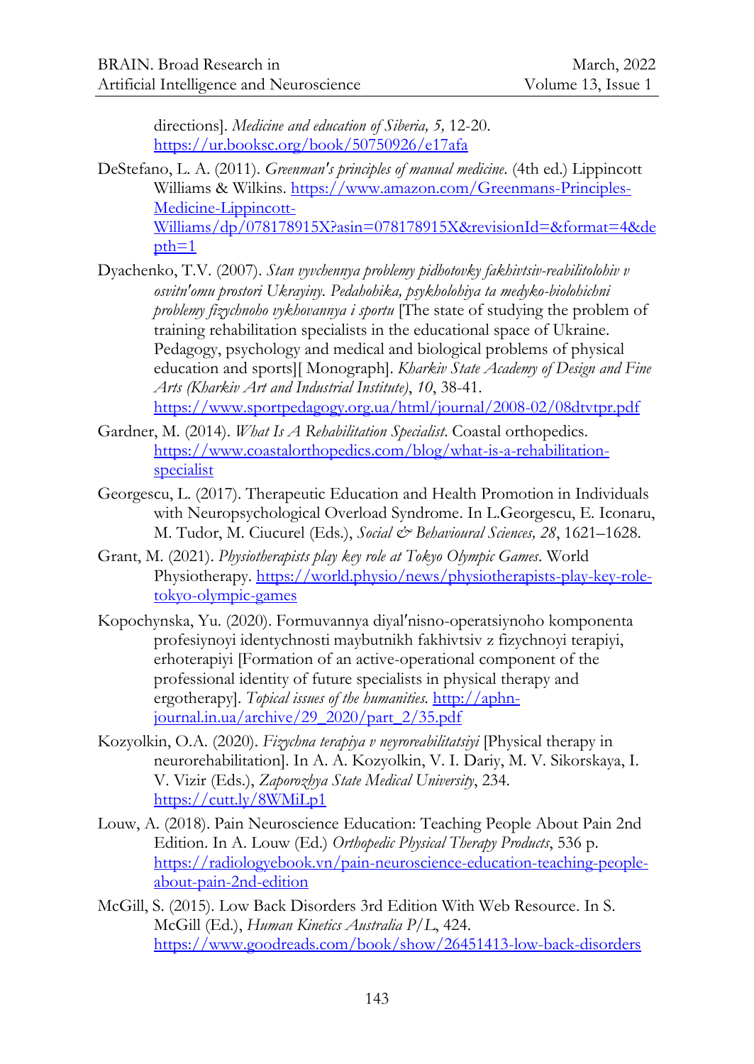directions]. *Medicine and education of Siberia, 5,* 12-20. https://ur.booksc.org/book/50750926/e17afa

DeStefano, L. A. (2011). *Greenman's principles of manual medicine.* (4th ed.) Lippincott Williams & Wilkins. https://www.amazon.com/Greenmans-Principles-Medicine-Lippincott-Williams/dp/078178915X?asin=078178915X&revisionId=&format=4&depth=1

Dyachenko, T.V. (2007). *Stan vyvchennya problemy pidhotovky fakhivtsiv-reabilitolohiv v osvitn'omu prostori Ukrayiny. Pedahohika, psykholohiya ta medyko-biolohichni problemy fizychnoho vykhovannya i sportu* [The state of studying the problem of training rehabilitation specialists in the educational space of Ukraine. Pedagogy, psychology and medical and biological problems of physical education and sports][ Monograph]. *Kharkiv State Academy of Design and Fine Arts (Kharkiv Art and Industrial Institute)*, *10*, 38-41. https://www.sportpedagogy.org.ua/html/journal/2008-02/08dtvtpr.pdf

Gardner, M. (2014). *What Is A Rehabilitation Specialist.* Coastal orthopedics. https://www.coastalorthopedics.com/blog/what-is-a-rehabilitation-specialist

Georgescu, L. (2017). Therapeutic Education and Health Promotion in Individuals with Neuropsychological Overload Syndrome. In L.Georgescu, E. Iconaru, M. Tudor, M. Ciucurel (Eds.), *Social & Behavioural Sciences, 28*, 1621–1628.

Grant, M. (2021). *Physiotherapists play key role at Tokyo Olympic Games*. World Physiotherapy. https://world.physio/news/physiotherapists-play-key-role-tokyo-olympic-games

Kopochynska, Yu. (2020). Formuvannya diyal'nisno-operatsiynoho komponenta profesiynoyi identychnosti maybutnikh fakhivtsiv z fizychnoyi terapiyi, erhoterapiyi [Formation of an active-operational component of the professional identity of future specialists in physical therapy and ergotherapy]. *Topical issues of the humanities.* http://aphn-journal.in.ua/archive/29_2020/part_2/35.pdf

Kozyolkin, O.A. (2020). *Fizychna terapiya v neyroreabilitatsiyi* [Physical therapy in neurorehabilitation]. In A. A. Kozyolkin, V. I. Dariy, M. V. Sikorskaya, I. V. Vizir (Eds.), *Zaporozhya State Medical University*, 234. https://cutt.ly/8WMiLp1

Louw, A. (2018). Pain Neuroscience Education: Teaching People About Pain 2nd Edition. In A. Louw (Ed.) *Orthopedic Physical Therapy Products*, 536 p. https://radiologyebook.vn/pain-neuroscience-education-teaching-people-about-pain-2nd-edition

McGill, S. (2015). Low Back Disorders 3rd Edition With Web Resource. In S. McGill (Ed.), *Human Kinetics Australia P/L*, 424. https://www.goodreads.com/book/show/26451413-low-back-disorders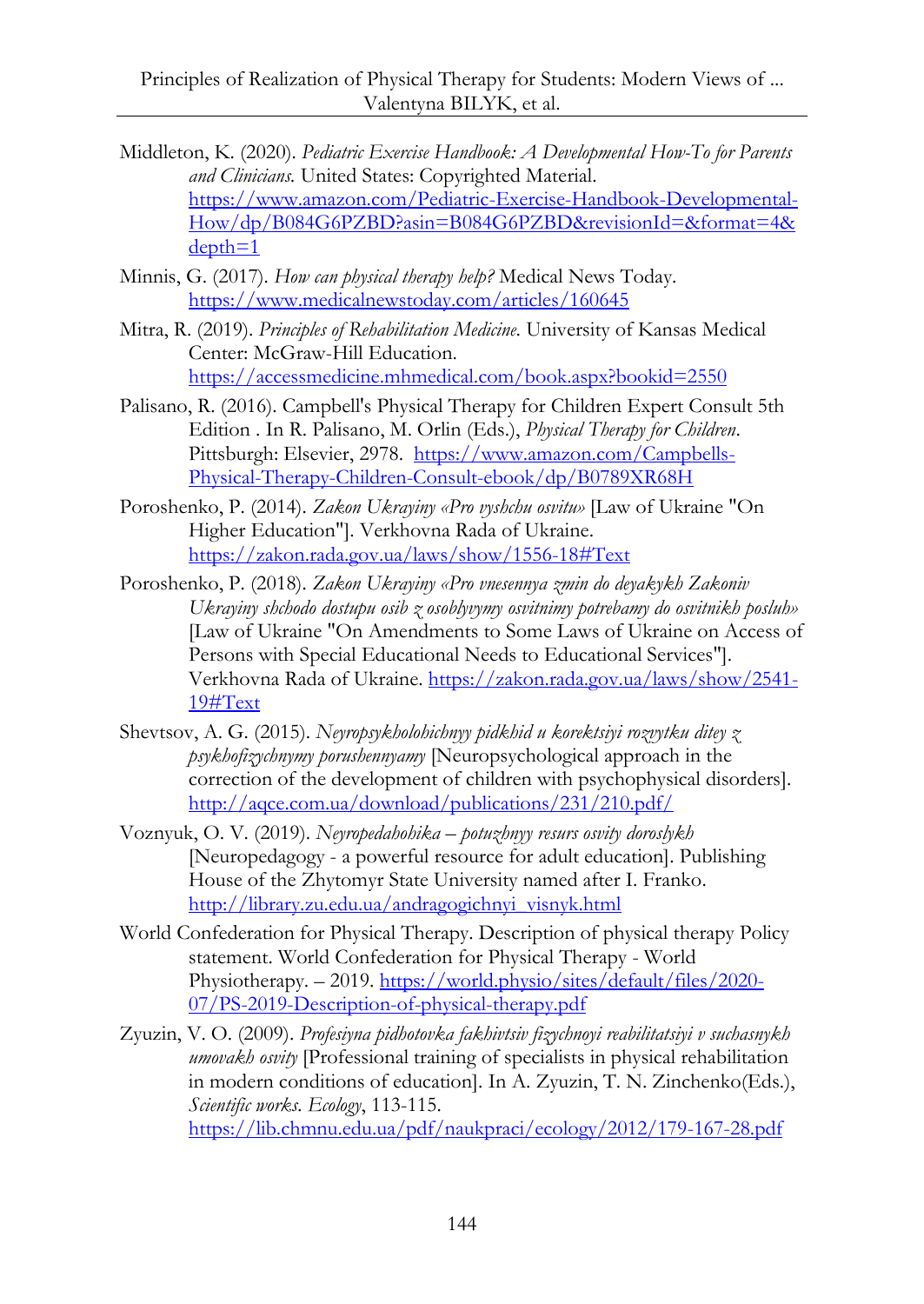Middleton, K. (2020). *Pediatric Exercise Handbook: A Developmental How-To for Parents and Clinicians.* United States: Copyrighted Material. https://www.amazon.com/Pediatric-Exercise-Handbook-Developmental-How/dp/B084G6PZBD?asin=B084G6PZBD&revisionId=&format=4&depth=1

Minnis, G. (2017). *How can physical therapy help?* Medical News Today. https://www.medicalnewstoday.com/articles/160645

Mitra, R. (2019). *Principles of Rehabilitation Medicine.* University of Kansas Medical Center: McGraw-Hill Education. https://accessmedicine.mhmedical.com/book.aspx?bookid=2550

Palisano, R. (2016). Campbell's Physical Therapy for Children Expert Consult 5th Edition . In R. Palisano, M. Orlin (Eds.), *Physical Therapy for Children*. Pittsburgh: Elsevier, 2978. https://www.amazon.com/Campbells-Physical-Therapy-Children-Consult-ebook/dp/B0789XR68H

Poroshenko, P. (2014). *Zakon Ukrayiny «Pro vyshchu osvitu»* [Law of Ukraine "On Higher Education"]. Verkhovna Rada of Ukraine. https://zakon.rada.gov.ua/laws/show/1556-18#Text

Poroshenko, P. (2018). *Zakon Ukrayiny «Pro vnesennya zmin do deyakykh Zakoniv Ukrayiny shchodo dostupu osib z osoblyvymy osvitnimy potrebamy do osvitnikh posluh»* [Law of Ukraine "On Amendments to Some Laws of Ukraine on Access of Persons with Special Educational Needs to Educational Services"]. Verkhovna Rada of Ukraine. https://zakon.rada.gov.ua/laws/show/2541-19#Text

Shevtsov, A. G. (2015). *Neyropsykholohichnyy pidkhid u korektsiyi rozvytku ditey z psykhofizychnymy porushennyamy* [Neuropsychological approach in the correction of the development of children with psychophysical disorders]. http://aqce.com.ua/download/publications/231/210.pdf/

Voznyuk, O. V. (2019). *Neyropedahohika – potuzhnyy resurs osvity doroslykh* [Neuropedagogy - a powerful resource for adult education]. Publishing House of the Zhytomyr State University named after I. Franko. http://library.zu.edu.ua/andragogichnyi_visnyk.html

World Confederation for Physical Therapy. Description of physical therapy Policy statement. World Confederation for Physical Therapy - World Physiotherapy. – 2019. https://world.physio/sites/default/files/2020-07/PS-2019-Description-of-physical-therapy.pdf

Zyuzin, V. O. (2009). *Profesiyna pidhotovka fakhivtsiv fizychnoyi reabilitatsiyi v suchasnykh umovakh osvity* [Professional training of specialists in physical rehabilitation in modern conditions of education]. In A. Zyuzin, T. N. Zinchenko(Eds.), *Scientific works. Ecology*, 113-115. https://lib.chmnu.edu.ua/pdf/naukpraci/ecology/2012/179-167-28.pdf